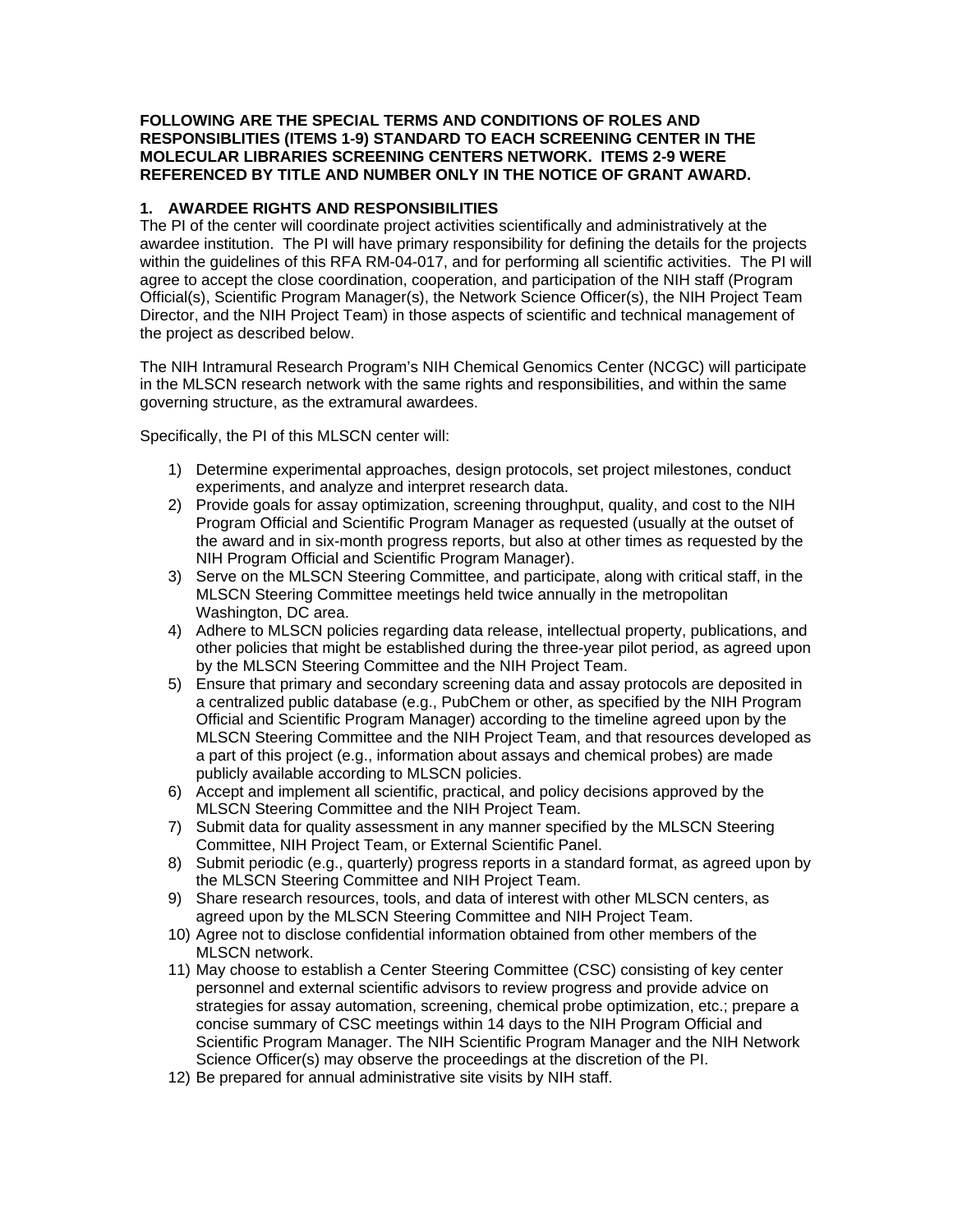**FOLLOWING ARE THE SPECIAL TERMS AND CONDITIONS OF ROLES AND RESPONSIBLITIES (ITEMS 1-9) STANDARD TO EACH SCREENING CENTER IN THE MOLECULAR LIBRARIES SCREENING CENTERS NETWORK. ITEMS 2-9 WERE REFERENCED BY TITLE AND NUMBER ONLY IN THE NOTICE OF GRANT AWARD.**

## 1. AWARDEE RIGHTS AND RESPONSIBILITIES

The PI of the center will coordinate project activities scientifically and administratively at the awardee institution. The PI will have primary responsibility for defining the details for the projects within the guidelines of this RFA RM-04-017, and for performing all scientific activities. The PI will agree to accept the close coordination, cooperation, and participation of the NIH staff (Program Official(s), Scientific Program Manager(s), the Network Science Officer(s), the NIH Project Team Director, and the NIH Project Team) in those aspects of scientific and technical management of the project as described below.

The NIH Intramural Research Program's NIH Chemical Genomics Center (NCGC) will participate in the MLSCN research network with the same rights and responsibilities, and within the same governing structure, as the extramural awardees.

Specifically, the PI of this MLSCN center will:

1) Determine experimental approaches, design protocols, set project milestones, conduct experiments, and analyze and interpret research data.
2) Provide goals for assay optimization, screening throughput, quality, and cost to the NIH Program Official and Scientific Program Manager as requested (usually at the outset of the award and in six-month progress reports, but also at other times as requested by the NIH Program Official and Scientific Program Manager).
3) Serve on the MLSCN Steering Committee, and participate, along with critical staff, in the MLSCN Steering Committee meetings held twice annually in the metropolitan Washington, DC area.
4) Adhere to MLSCN policies regarding data release, intellectual property, publications, and other policies that might be established during the three-year pilot period, as agreed upon by the MLSCN Steering Committee and the NIH Project Team.
5) Ensure that primary and secondary screening data and assay protocols are deposited in a centralized public database (e.g., PubChem or other, as specified by the NIH Program Official and Scientific Program Manager) according to the timeline agreed upon by the MLSCN Steering Committee and the NIH Project Team, and that resources developed as a part of this project (e.g., information about assays and chemical probes) are made publicly available according to MLSCN policies.
6) Accept and implement all scientific, practical, and policy decisions approved by the MLSCN Steering Committee and the NIH Project Team.
7) Submit data for quality assessment in any manner specified by the MLSCN Steering Committee, NIH Project Team, or External Scientific Panel.
8) Submit periodic (e.g., quarterly) progress reports in a standard format, as agreed upon by the MLSCN Steering Committee and NIH Project Team.
9) Share research resources, tools, and data of interest with other MLSCN centers, as agreed upon by the MLSCN Steering Committee and NIH Project Team.
10) Agree not to disclose confidential information obtained from other members of the MLSCN network.
11) May choose to establish a Center Steering Committee (CSC) consisting of key center personnel and external scientific advisors to review progress and provide advice on strategies for assay automation, screening, chemical probe optimization, etc.; prepare a concise summary of CSC meetings within 14 days to the NIH Program Official and Scientific Program Manager. The NIH Scientific Program Manager and the NIH Network Science Officer(s) may observe the proceedings at the discretion of the PI.
12) Be prepared for annual administrative site visits by NIH staff.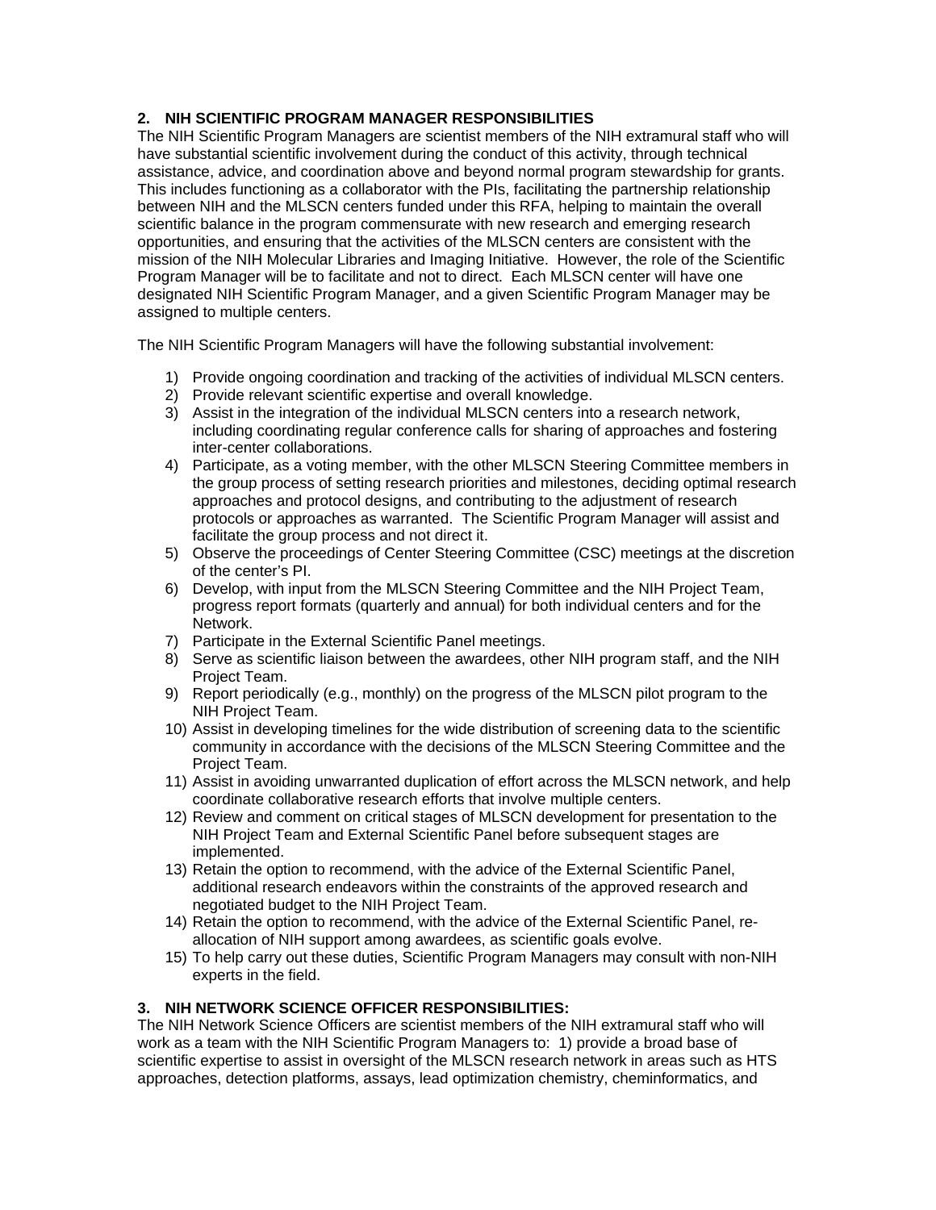## 2. NIH SCIENTIFIC PROGRAM MANAGER RESPONSIBILITIES

The NIH Scientific Program Managers are scientist members of the NIH extramural staff who will have substantial scientific involvement during the conduct of this activity, through technical assistance, advice, and coordination above and beyond normal program stewardship for grants. This includes functioning as a collaborator with the PIs, facilitating the partnership relationship between NIH and the MLSCN centers funded under this RFA, helping to maintain the overall scientific balance in the program commensurate with new research and emerging research opportunities, and ensuring that the activities of the MLSCN centers are consistent with the mission of the NIH Molecular Libraries and Imaging Initiative. However, the role of the Scientific Program Manager will be to facilitate and not to direct. Each MLSCN center will have one designated NIH Scientific Program Manager, and a given Scientific Program Manager may be assigned to multiple centers.

The NIH Scientific Program Managers will have the following substantial involvement:

1) Provide ongoing coordination and tracking of the activities of individual MLSCN centers.
2) Provide relevant scientific expertise and overall knowledge.
3) Assist in the integration of the individual MLSCN centers into a research network, including coordinating regular conference calls for sharing of approaches and fostering inter-center collaborations.
4) Participate, as a voting member, with the other MLSCN Steering Committee members in the group process of setting research priorities and milestones, deciding optimal research approaches and protocol designs, and contributing to the adjustment of research protocols or approaches as warranted. The Scientific Program Manager will assist and facilitate the group process and not direct it.
5) Observe the proceedings of Center Steering Committee (CSC) meetings at the discretion of the center's PI.
6) Develop, with input from the MLSCN Steering Committee and the NIH Project Team, progress report formats (quarterly and annual) for both individual centers and for the Network.
7) Participate in the External Scientific Panel meetings.
8) Serve as scientific liaison between the awardees, other NIH program staff, and the NIH Project Team.
9) Report periodically (e.g., monthly) on the progress of the MLSCN pilot program to the NIH Project Team.
10) Assist in developing timelines for the wide distribution of screening data to the scientific community in accordance with the decisions of the MLSCN Steering Committee and the Project Team.
11) Assist in avoiding unwarranted duplication of effort across the MLSCN network, and help coordinate collaborative research efforts that involve multiple centers.
12) Review and comment on critical stages of MLSCN development for presentation to the NIH Project Team and External Scientific Panel before subsequent stages are implemented.
13) Retain the option to recommend, with the advice of the External Scientific Panel, additional research endeavors within the constraints of the approved research and negotiated budget to the NIH Project Team.
14) Retain the option to recommend, with the advice of the External Scientific Panel, re-allocation of NIH support among awardees, as scientific goals evolve.
15) To help carry out these duties, Scientific Program Managers may consult with non-NIH experts in the field.

## 3. NIH NETWORK SCIENCE OFFICER RESPONSIBILITIES:

The NIH Network Science Officers are scientist members of the NIH extramural staff who will work as a team with the NIH Scientific Program Managers to: 1) provide a broad base of scientific expertise to assist in oversight of the MLSCN research network in areas such as HTS approaches, detection platforms, assays, lead optimization chemistry, cheminformatics, and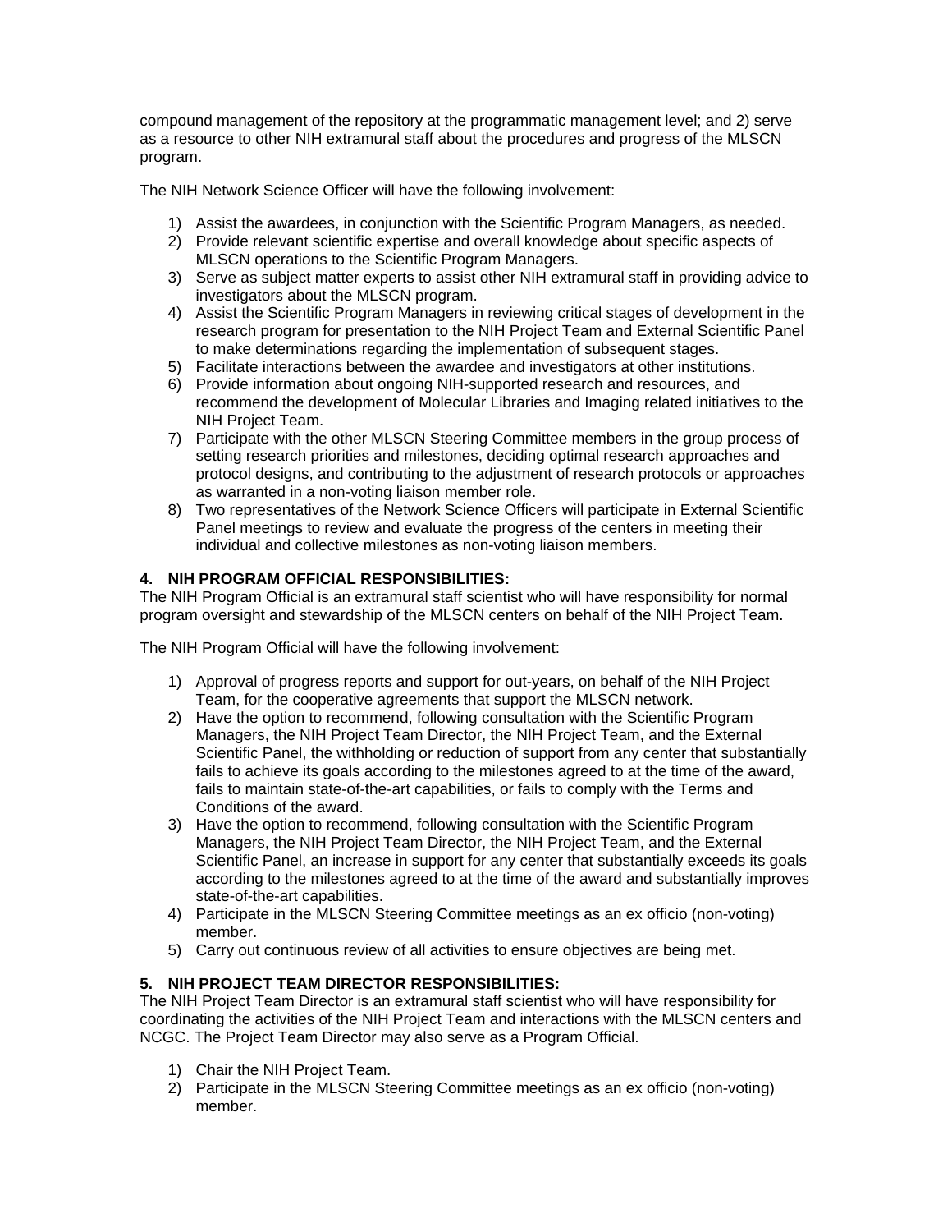compound management of the repository at the programmatic management level; and 2) serve as a resource to other NIH extramural staff about the procedures and progress of the MLSCN program.

The NIH Network Science Officer will have the following involvement:

1) Assist the awardees, in conjunction with the Scientific Program Managers, as needed.
2) Provide relevant scientific expertise and overall knowledge about specific aspects of MLSCN operations to the Scientific Program Managers.
3) Serve as subject matter experts to assist other NIH extramural staff in providing advice to investigators about the MLSCN program.
4) Assist the Scientific Program Managers in reviewing critical stages of development in the research program for presentation to the NIH Project Team and External Scientific Panel to make determinations regarding the implementation of subsequent stages.
5) Facilitate interactions between the awardee and investigators at other institutions.
6) Provide information about ongoing NIH-supported research and resources, and recommend the development of Molecular Libraries and Imaging related initiatives to the NIH Project Team.
7) Participate with the other MLSCN Steering Committee members in the group process of setting research priorities and milestones, deciding optimal research approaches and protocol designs, and contributing to the adjustment of research protocols or approaches as warranted in a non-voting liaison member role.
8) Two representatives of the Network Science Officers will participate in External Scientific Panel meetings to review and evaluate the progress of the centers in meeting their individual and collective milestones as non-voting liaison members.

**4. NIH PROGRAM OFFICIAL RESPONSIBILITIES:**
The NIH Program Official is an extramural staff scientist who will have responsibility for normal program oversight and stewardship of the MLSCN centers on behalf of the NIH Project Team.

The NIH Program Official will have the following involvement:

1) Approval of progress reports and support for out-years, on behalf of the NIH Project Team, for the cooperative agreements that support the MLSCN network.
2) Have the option to recommend, following consultation with the Scientific Program Managers, the NIH Project Team Director, the NIH Project Team, and the External Scientific Panel, the withholding or reduction of support from any center that substantially fails to achieve its goals according to the milestones agreed to at the time of the award, fails to maintain state-of-the-art capabilities, or fails to comply with the Terms and Conditions of the award.
3) Have the option to recommend, following consultation with the Scientific Program Managers, the NIH Project Team Director, the NIH Project Team, and the External Scientific Panel, an increase in support for any center that substantially exceeds its goals according to the milestones agreed to at the time of the award and substantially improves state-of-the-art capabilities.
4) Participate in the MLSCN Steering Committee meetings as an ex officio (non-voting) member.
5) Carry out continuous review of all activities to ensure objectives are being met.

**5. NIH PROJECT TEAM DIRECTOR RESPONSIBILITIES:**
The NIH Project Team Director is an extramural staff scientist who will have responsibility for coordinating the activities of the NIH Project Team and interactions with the MLSCN centers and NCGC. The Project Team Director may also serve as a Program Official.

1) Chair the NIH Project Team.
2) Participate in the MLSCN Steering Committee meetings as an ex officio (non-voting) member.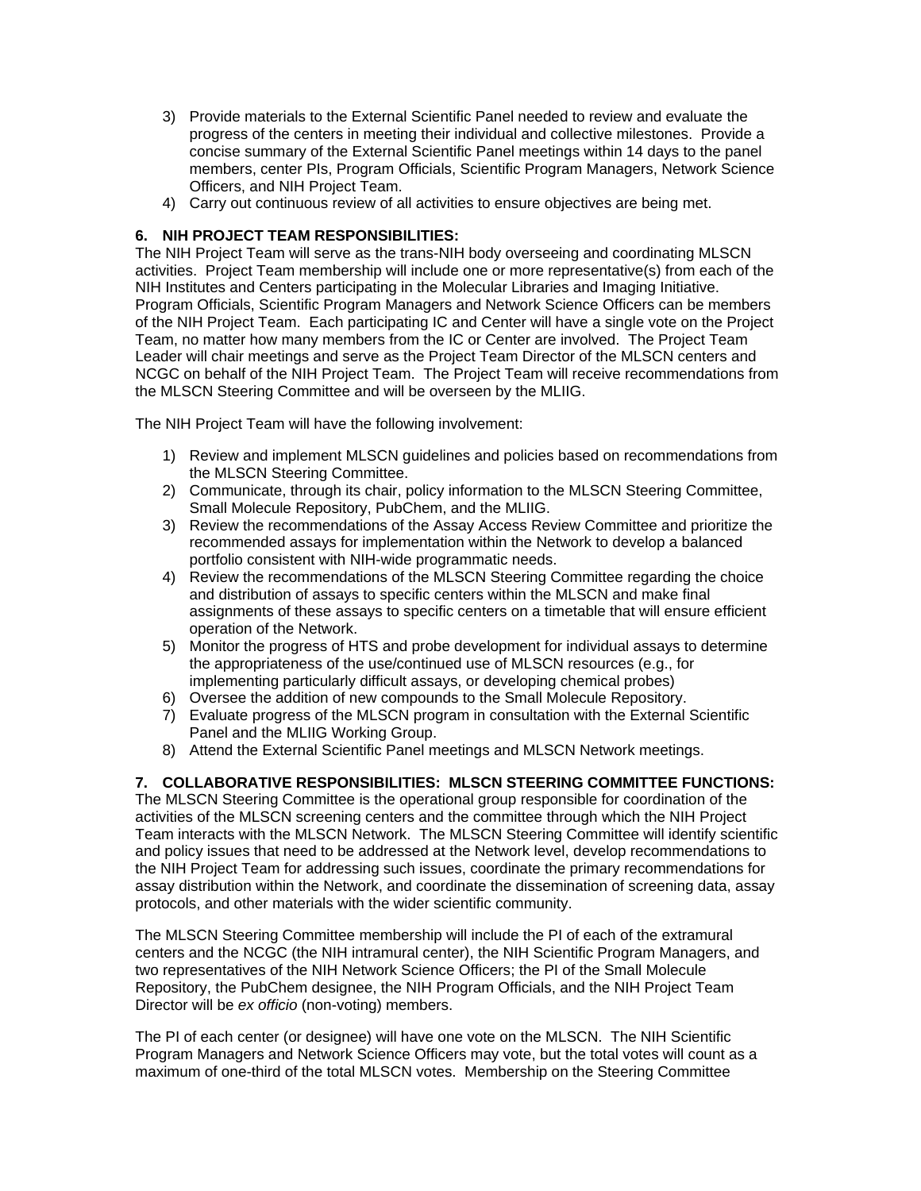3) Provide materials to the External Scientific Panel needed to review and evaluate the progress of the centers in meeting their individual and collective milestones. Provide a concise summary of the External Scientific Panel meetings within 14 days to the panel members, center PIs, Program Officials, Scientific Program Managers, Network Science Officers, and NIH Project Team.
4) Carry out continuous review of all activities to ensure objectives are being met.

**6. NIH PROJECT TEAM RESPONSIBILITIES:**

The NIH Project Team will serve as the trans-NIH body overseeing and coordinating MLSCN activities. Project Team membership will include one or more representative(s) from each of the NIH Institutes and Centers participating in the Molecular Libraries and Imaging Initiative. Program Officials, Scientific Program Managers and Network Science Officers can be members of the NIH Project Team. Each participating IC and Center will have a single vote on the Project Team, no matter how many members from the IC or Center are involved. The Project Team Leader will chair meetings and serve as the Project Team Director of the MLSCN centers and NCGC on behalf of the NIH Project Team. The Project Team will receive recommendations from the MLSCN Steering Committee and will be overseen by the MLIIG.

The NIH Project Team will have the following involvement:

1) Review and implement MLSCN guidelines and policies based on recommendations from the MLSCN Steering Committee.
2) Communicate, through its chair, policy information to the MLSCN Steering Committee, Small Molecule Repository, PubChem, and the MLIIG.
3) Review the recommendations of the Assay Access Review Committee and prioritize the recommended assays for implementation within the Network to develop a balanced portfolio consistent with NIH-wide programmatic needs.
4) Review the recommendations of the MLSCN Steering Committee regarding the choice and distribution of assays to specific centers within the MLSCN and make final assignments of these assays to specific centers on a timetable that will ensure efficient operation of the Network.
5) Monitor the progress of HTS and probe development for individual assays to determine the appropriateness of the use/continued use of MLSCN resources (e.g., for implementing particularly difficult assays, or developing chemical probes)
6) Oversee the addition of new compounds to the Small Molecule Repository.
7) Evaluate progress of the MLSCN program in consultation with the External Scientific Panel and the MLIIG Working Group.
8) Attend the External Scientific Panel meetings and MLSCN Network meetings.

**7. COLLABORATIVE RESPONSIBILITIES: MLSCN STEERING COMMITTEE FUNCTIONS:**

The MLSCN Steering Committee is the operational group responsible for coordination of the activities of the MLSCN screening centers and the committee through which the NIH Project Team interacts with the MLSCN Network. The MLSCN Steering Committee will identify scientific and policy issues that need to be addressed at the Network level, develop recommendations to the NIH Project Team for addressing such issues, coordinate the primary recommendations for assay distribution within the Network, and coordinate the dissemination of screening data, assay protocols, and other materials with the wider scientific community.

The MLSCN Steering Committee membership will include the PI of each of the extramural centers and the NCGC (the NIH intramural center), the NIH Scientific Program Managers, and two representatives of the NIH Network Science Officers; the PI of the Small Molecule Repository, the PubChem designee, the NIH Program Officials, and the NIH Project Team Director will be *ex officio* (non-voting) members.

The PI of each center (or designee) will have one vote on the MLSCN. The NIH Scientific Program Managers and Network Science Officers may vote, but the total votes will count as a maximum of one-third of the total MLSCN votes. Membership on the Steering Committee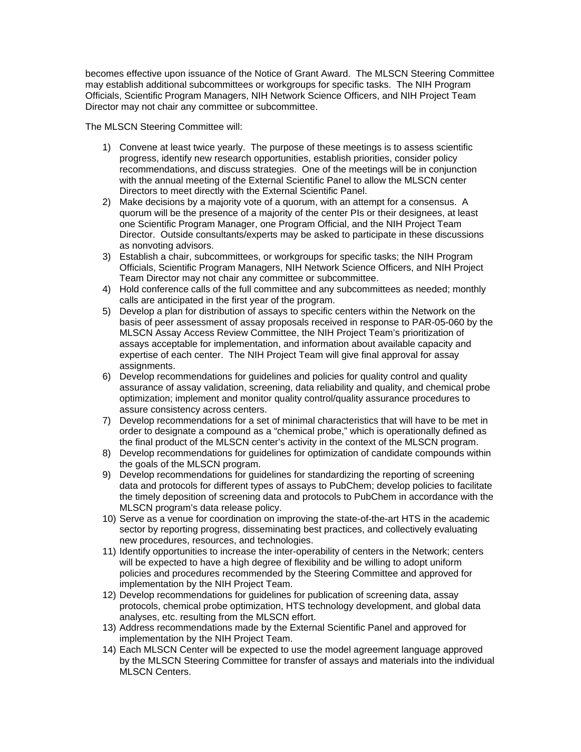becomes effective upon issuance of the Notice of Grant Award. The MLSCN Steering Committee may establish additional subcommittees or workgroups for specific tasks. The NIH Program Officials, Scientific Program Managers, NIH Network Science Officers, and NIH Project Team Director may not chair any committee or subcommittee.

The MLSCN Steering Committee will:

1) Convene at least twice yearly. The purpose of these meetings is to assess scientific progress, identify new research opportunities, establish priorities, consider policy recommendations, and discuss strategies. One of the meetings will be in conjunction with the annual meeting of the External Scientific Panel to allow the MLSCN center Directors to meet directly with the External Scientific Panel.
2) Make decisions by a majority vote of a quorum, with an attempt for a consensus. A quorum will be the presence of a majority of the center PIs or their designees, at least one Scientific Program Manager, one Program Official, and the NIH Project Team Director. Outside consultants/experts may be asked to participate in these discussions as nonvoting advisors.
3) Establish a chair, subcommittees, or workgroups for specific tasks; the NIH Program Officials, Scientific Program Managers, NIH Network Science Officers, and NIH Project Team Director may not chair any committee or subcommittee.
4) Hold conference calls of the full committee and any subcommittees as needed; monthly calls are anticipated in the first year of the program.
5) Develop a plan for distribution of assays to specific centers within the Network on the basis of peer assessment of assay proposals received in response to PAR-05-060 by the MLSCN Assay Access Review Committee, the NIH Project Team's prioritization of assays acceptable for implementation, and information about available capacity and expertise of each center. The NIH Project Team will give final approval for assay assignments.
6) Develop recommendations for guidelines and policies for quality control and quality assurance of assay validation, screening, data reliability and quality, and chemical probe optimization; implement and monitor quality control/quality assurance procedures to assure consistency across centers.
7) Develop recommendations for a set of minimal characteristics that will have to be met in order to designate a compound as a "chemical probe," which is operationally defined as the final product of the MLSCN center's activity in the context of the MLSCN program.
8) Develop recommendations for guidelines for optimization of candidate compounds within the goals of the MLSCN program.
9) Develop recommendations for guidelines for standardizing the reporting of screening data and protocols for different types of assays to PubChem; develop policies to facilitate the timely deposition of screening data and protocols to PubChem in accordance with the MLSCN program's data release policy.
10) Serve as a venue for coordination on improving the state-of-the-art HTS in the academic sector by reporting progress, disseminating best practices, and collectively evaluating new procedures, resources, and technologies.
11) Identify opportunities to increase the inter-operability of centers in the Network; centers will be expected to have a high degree of flexibility and be willing to adopt uniform policies and procedures recommended by the Steering Committee and approved for implementation by the NIH Project Team.
12) Develop recommendations for guidelines for publication of screening data, assay protocols, chemical probe optimization, HTS technology development, and global data analyses, etc. resulting from the MLSCN effort.
13) Address recommendations made by the External Scientific Panel and approved for implementation by the NIH Project Team.
14) Each MLSCN Center will be expected to use the model agreement language approved by the MLSCN Steering Committee for transfer of assays and materials into the individual MLSCN Centers.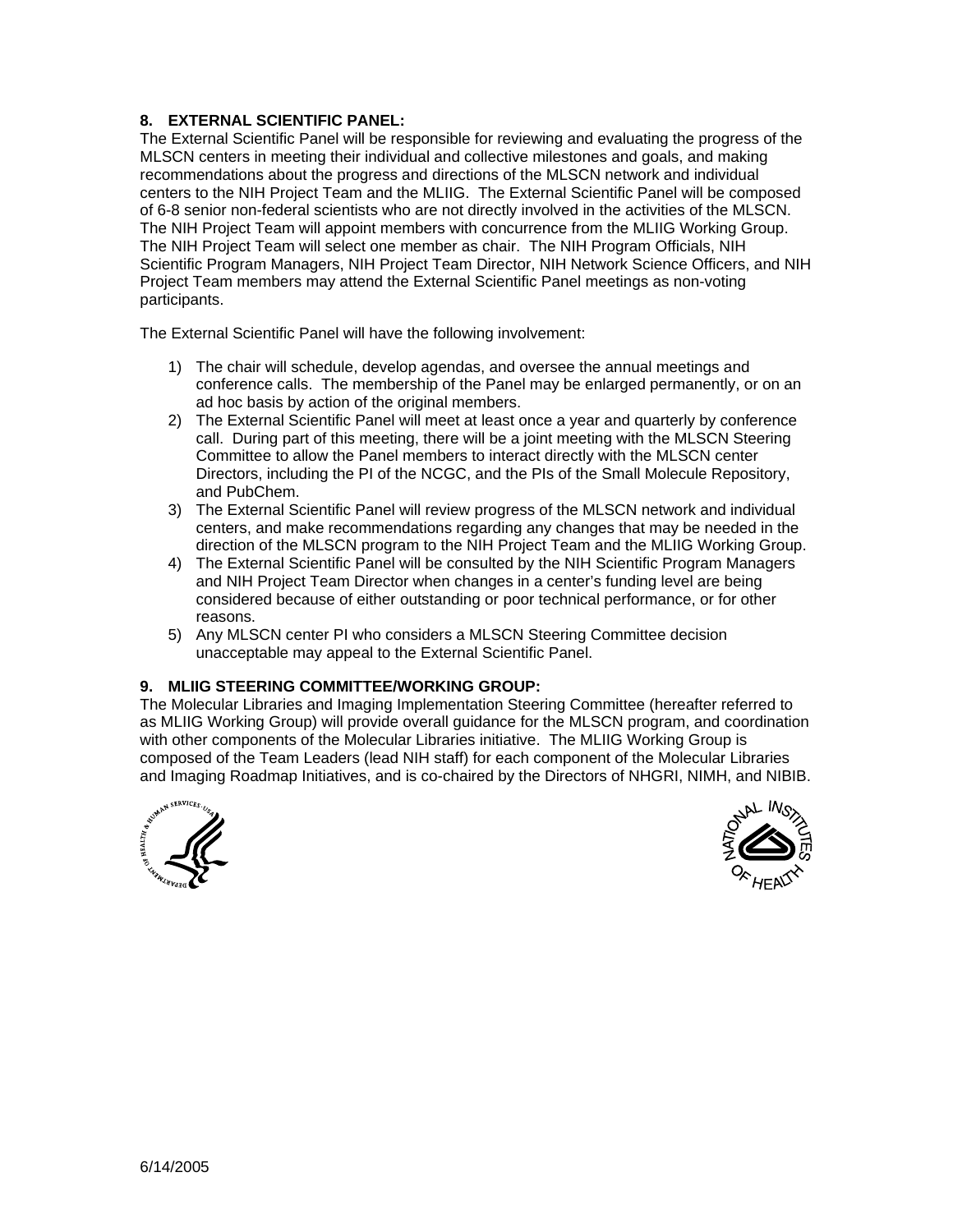**8. EXTERNAL SCIENTIFIC PANEL:**

The External Scientific Panel will be responsible for reviewing and evaluating the progress of the MLSCN centers in meeting their individual and collective milestones and goals, and making recommendations about the progress and directions of the MLSCN network and individual centers to the NIH Project Team and the MLIIG. The External Scientific Panel will be composed of 6-8 senior non-federal scientists who are not directly involved in the activities of the MLSCN. The NIH Project Team will appoint members with concurrence from the MLIIG Working Group. The NIH Project Team will select one member as chair. The NIH Program Officials, NIH Scientific Program Managers, NIH Project Team Director, NIH Network Science Officers, and NIH Project Team members may attend the External Scientific Panel meetings as non-voting participants.

The External Scientific Panel will have the following involvement:

1) The chair will schedule, develop agendas, and oversee the annual meetings and conference calls. The membership of the Panel may be enlarged permanently, or on an ad hoc basis by action of the original members.
2) The External Scientific Panel will meet at least once a year and quarterly by conference call. During part of this meeting, there will be a joint meeting with the MLSCN Steering Committee to allow the Panel members to interact directly with the MLSCN center Directors, including the PI of the NCGC, and the PIs of the Small Molecule Repository, and PubChem.
3) The External Scientific Panel will review progress of the MLSCN network and individual centers, and make recommendations regarding any changes that may be needed in the direction of the MLSCN program to the NIH Project Team and the MLIIG Working Group.
4) The External Scientific Panel will be consulted by the NIH Scientific Program Managers and NIH Project Team Director when changes in a center's funding level are being considered because of either outstanding or poor technical performance, or for other reasons.
5) Any MLSCN center PI who considers a MLSCN Steering Committee decision unacceptable may appeal to the External Scientific Panel.

**9. MLIIG STEERING COMMITTEE/WORKING GROUP:**

The Molecular Libraries and Imaging Implementation Steering Committee (hereafter referred to as MLIIG Working Group) will provide overall guidance for the MLSCN program, and coordination with other components of the Molecular Libraries initiative. The MLIIG Working Group is composed of the Team Leaders (lead NIH staff) for each component of the Molecular Libraries and Imaging Roadmap Initiatives, and is co-chaired by the Directors of NHGRI, NIMH, and NIBIB.